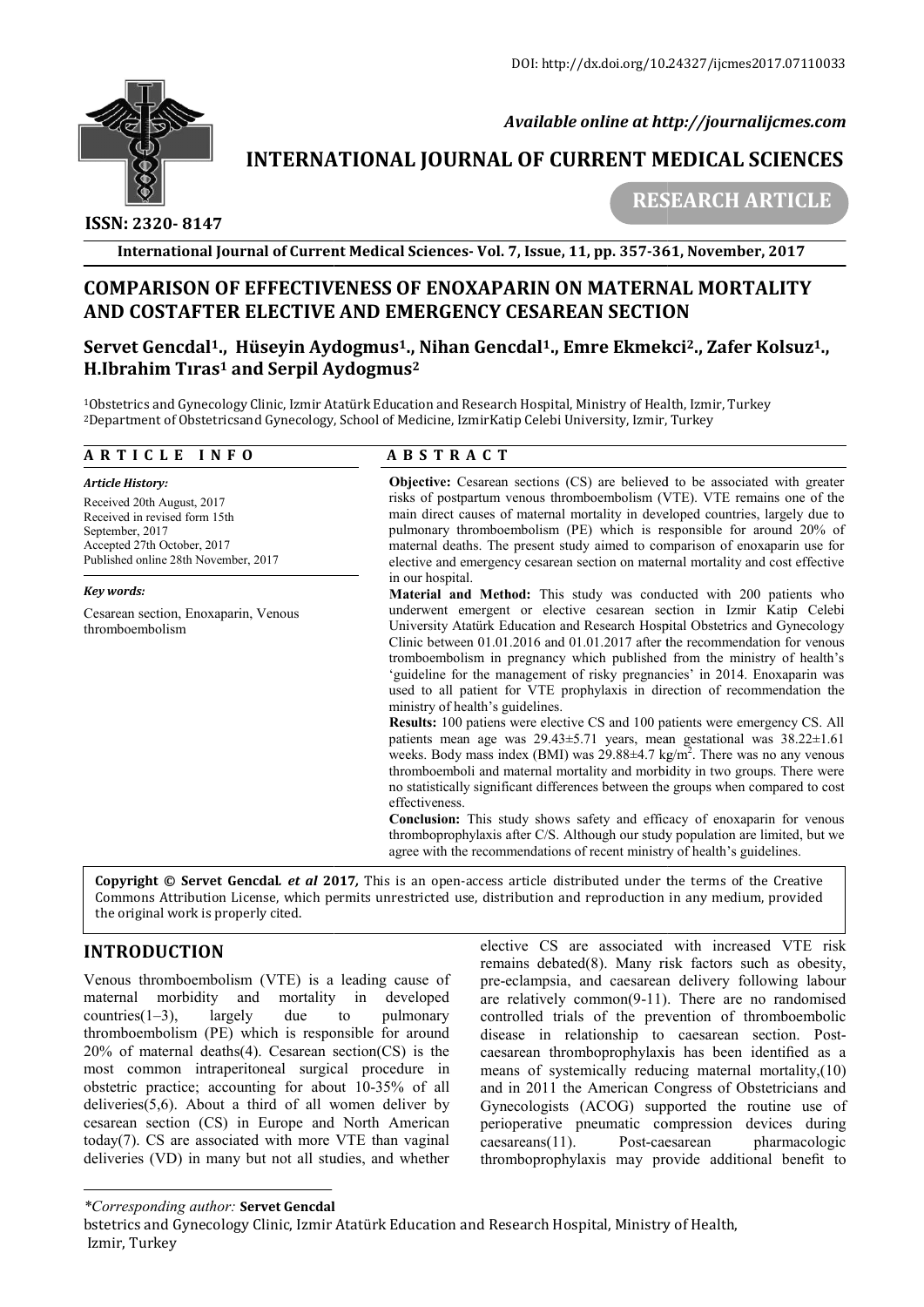DOI: http://dx.doi.org/10.24327/ijcmes2017.07110033

*Available online at http://journalijcmes.com*

**INTERNATIONAL JOURNAL OF CURRENT MEDICAL SCIENCES**

**ISSN: 2320- 8147**

**RESEARCH ARTICLE**

# COMPARISON OF EFFECTIVENESS OF ENOXAPARIN ON MATERNAL MORTALITY AND COSTAFTER ELECTIVE AND EMERGENCY CESAREAN SECTION

**Servet Gencdal[1]., Hüseyin Aydogmus[1]., Nihan Gencdal[1]., Emre Ekmekci[2]., Zafer Kolsuz[1]., H.Ibrahim Tıras[1] and Serpil Aydogmus[2]**

[1]Obstetrics and Gynecology Clinic, Izmir Atatürk Education and Research Hospital, Ministry of Health, Izmir, Turkey
[2]Department of Obstetricsand Gynecology, School of Medicine, IzmirKatip Celebi University, Izmir, Turkey

## ARTICLE INFO

*Article History:*

Received 20th August, 2017
Received in revised form 15th September, 2017
Accepted 27th October, 2017
Published online 28th November, 2017

*Key words:*

Cesarean section, Enoxaparin, Venous thromboembolism

## ABSTRACT

**Objective:** Cesarean sections (CS) are believed to be associated with greater risks of postpartum venous thromboembolism (VTE). VTE remains one of the main direct causes of maternal mortality in developed countries, largely due to pulmonary thromboembolism (PE) which is responsible for around 20% of maternal deaths. The present study aimed to comparison of enoxaparin use for elective and emergency cesarean section on maternal mortality and cost effective in our hospital.

**Material and Method:** This study was conducted with 200 patients who underwent emergent or elective cesarean section in Izmir Katip Celebi University Atatürk Education and Research Hospital Obstetrics and Gynecology Clinic between 01.01.2016 and 01.01.2017 after the recommendation for venous tromboembolism in pregnancy which published from the ministry of health's 'guideline for the management of risky pregnancies' in 2014. Enoxaparin was used to all patient for VTE prophylaxis in direction of recommendation the ministry of health's guidelines.

**Results:** 100 patiens were elective CS and 100 patients were emergency CS. All patients mean age was 29.43±5.71 years, mean gestational was 38.22±1.61 weeks. Body mass index (BMI) was 29.88±4.7 kg/m$^2$. There was no any venous thromboemboli and maternal mortality and morbidity in two groups. There were no statistically significant differences between the groups when compared to cost effectiveness.

**Conclusion:** This study shows safety and efficacy of enoxaparin for venous thromboprophylaxis after C/S. Although our study population are limited, but we agree with the recommendations of recent ministry of health's guidelines.

**Copyright © Servet Gencdal.** ***et al*** **2017,** This is an open-access article distributed under the terms of the Creative Commons Attribution License, which permits unrestricted use, distribution and reproduction in any medium, provided the original work is properly cited.

## INTRODUCTION

Venous thromboembolism (VTE) is a leading cause of maternal morbidity and mortality in developed countries(1–3), largely due to pulmonary thromboembolism (PE) which is responsible for around 20% of maternal deaths(4). Cesarean section(CS) is the most common intraperitoneal surgical procedure in obstetric practice; accounting for about 10-35% of all deliveries(5,6). About a third of all women deliver by cesarean section (CS) in Europe and North American today(7). CS are associated with more VTE than vaginal deliveries (VD) in many but not all studies, and whether elective CS are associated with increased VTE risk remains debated(8). Many risk factors such as obesity, pre-eclampsia, and caesarean delivery following labour are relatively common(9-11). There are no randomised controlled trials of the prevention of thromboembolic disease in relationship to caesarean section. Post-caesarean thromboprophylaxis has been identified as a means of systemically reducing maternal mortality,(10) and in 2011 the American Congress of Obstetricians and Gynecologists (ACOG) supported the routine use of perioperative pneumatic compression devices during caesareans(11). Post-caesarean pharmacologic thromboprophylaxis may provide additional benefit to

*\*Corresponding author:* **Servet Gencdal**
bstetrics and Gynecology Clinic, Izmir Atatürk Education and Research Hospital, Ministry of Health, Izmir, Turkey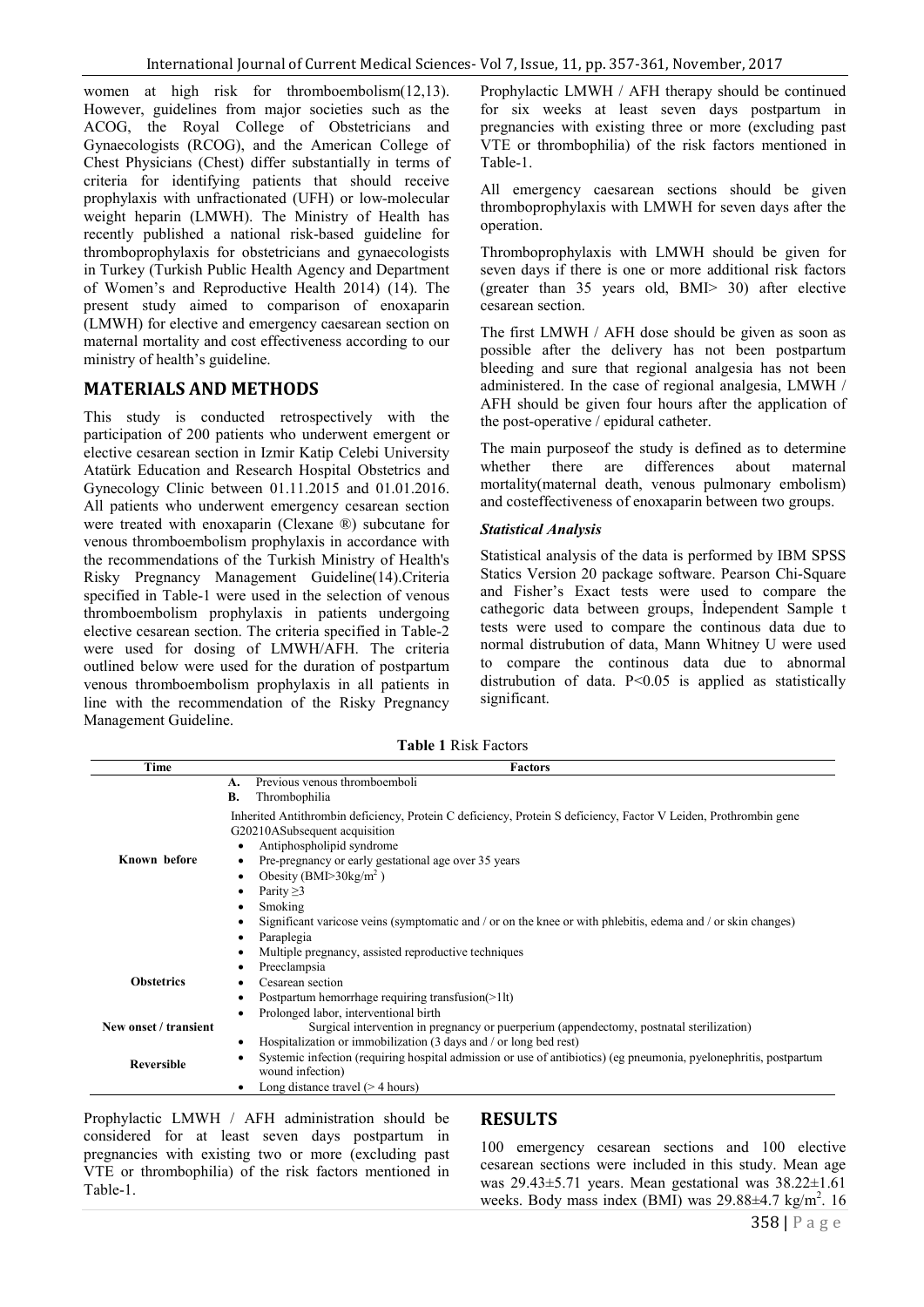women at high risk for thromboembolism(12,13). However, guidelines from major societies such as the ACOG, the Royal College of Obstetricians and Gynaecologists (RCOG), and the American College of Chest Physicians (Chest) differ substantially in terms of criteria for identifying patients that should receive prophylaxis with unfractionated (UFH) or low-molecular weight heparin (LMWH). The Ministry of Health has recently published a national risk-based guideline for thromboprophylaxis for obstetricians and gynaecologists in Turkey (Turkish Public Health Agency and Department of Women's and Reproductive Health 2014) (14). The present study aimed to comparison of enoxaparin (LMWH) for elective and emergency caesarean section on maternal mortality and cost effectiveness according to our ministry of health's guideline.

## MATERIALS AND METHODS

This study is conducted retrospectively with the participation of 200 patients who underwent emergent or elective cesarean section in Izmir Katip Celebi University Atatürk Education and Research Hospital Obstetrics and Gynecology Clinic between 01.11.2015 and 01.01.2016. All patients who underwent emergency cesarean section were treated with enoxaparin (Clexane ®) subcutane for venous thromboembolism prophylaxis in accordance with the recommendations of the Turkish Ministry of Health's Risky Pregnancy Management Guideline(14).Criteria specified in Table-1 were used in the selection of venous thromboembolism prophylaxis in patients undergoing elective cesarean section. The criteria specified in Table-2 were used for dosing of LMWH/AFH. The criteria outlined below were used for the duration of postpartum venous thromboembolism prophylaxis in all patients in line with the recommendation of the Risky Pregnancy Management Guideline.

Prophylactic LMWH / AFH therapy should be continued for six weeks at least seven days postpartum in pregnancies with existing three or more (excluding past VTE or thrombophilia) of the risk factors mentioned in Table-1.

All emergency caesarean sections should be given thromboprophylaxis with LMWH for seven days after the operation.

Thromboprophylaxis with LMWH should be given for seven days if there is one or more additional risk factors (greater than 35 years old, BMI> 30) after elective cesarean section.

The first LMWH / AFH dose should be given as soon as possible after the delivery has not been postpartum bleeding and sure that regional analgesia has not been administered. In the case of regional analgesia, LMWH / AFH should be given four hours after the application of the post-operative / epidural catheter.

The main purposeof the study is defined as to determine whether there are differences about maternal mortality(maternal death, venous pulmonary embolism) and costeffectiveness of enoxaparin between two groups.

### *Statistical Analysis*

Statistical analysis of the data is performed by IBM SPSS Statics Version 20 package software. Pearson Chi-Square and Fisher's Exact tests were used to compare the cathegoric data between groups, İndependent Sample t tests were used to compare the continous data due to normal distrubution of data, Mann Whitney U were used to compare the continous data due to abnormal distrubution of data. P<0.05 is applied as statistically significant.

**Table 1** Risk Factors

| Time | Factors |
|---|---|
| Known before | **A.** Previous venous thromboemboli<br>**B.** Thrombophilia<br>Inherited Antithrombin deficiency, Protein C deficiency, Protein S deficiency, Factor V Leiden, Prothrombin gene G20210ASubsequent acquisition<br>• Antiphospholipid syndrome<br>• Pre-pregnancy or early gestational age over 35 years<br>• Obesity (BMI>30kg/m$^2$ )<br>• Parity ≥3<br>• Smoking<br>• Significant varicose veins (symptomatic and / or on the knee or with phlebitis, edema and / or skin changes)<br>• Paraplegia |
| Obstetrics | • Multiple pregnancy, assisted reproductive techniques<br>• Preeclampsia<br>• Cesarean section<br>• Postpartum hemorrhage requiring transfusion(>1lt)<br>• Prolonged labor, interventional birth |
| New onset / transient | Surgical intervention in pregnancy or puerperium (appendectomy, postnatal sterilization) |
| Reversible | • Hospitalization or immobilization (3 days and / or long bed rest)<br>• Systemic infection (requiring hospital admission or use of antibiotics) (eg pneumonia, pyelonephritis, postpartum wound infection)<br>• Long distance travel (> 4 hours) |

Prophylactic LMWH / AFH administration should be considered for at least seven days postpartum in pregnancies with existing two or more (excluding past VTE or thrombophilia) of the risk factors mentioned in Table-1.

## RESULTS

100 emergency cesarean sections and 100 elective cesarean sections were included in this study. Mean age was 29.43±5.71 years. Mean gestational was 38.22±1.61 weeks. Body mass index (BMI) was 29.88±4.7 kg/m$^2$. 16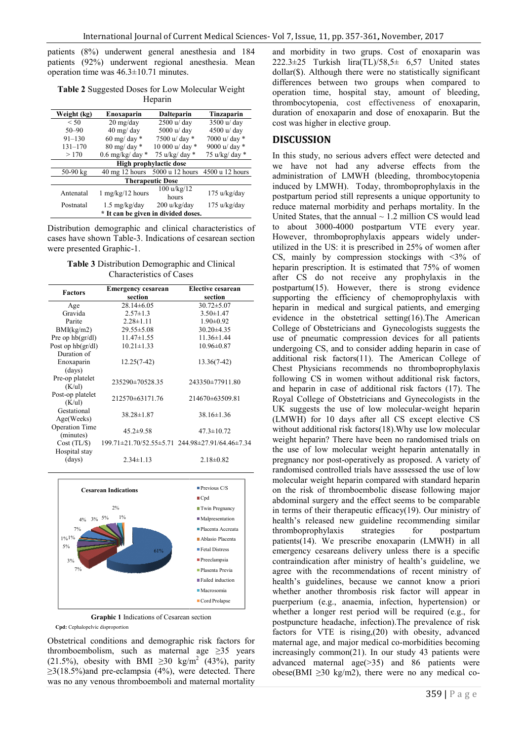patients (8%) underwent general anesthesia and 184 patients (92%) underwent regional anesthesia. Mean operation time was 46.3±10.71 minutes.

**Table 2** Suggested Doses for Low Molecular Weight Heparin

| Weight (kg) | Enoxaparin | Dalteparin | Tinzaparin |
|---|---|---|---|
| < 50 | 20 mg/day | 2500 u/ day | 3500 u/ day |
| 50–90 | 40 mg/ day | 5000 u/ day | 4500 u/ day |
| 91–130 | 60 mg/ day * | 7500 u/ day * | 7000 u/ day * |
| 131–170 | 80 mg/ day * | 10 000 u/ day * | 9000 u/ day * |
| > 170 | 0.6 mg/kg/ day * | 75 u/kg/ day * | 75 u/kg/ day * |
| **High prophylactic dose** | | | |
| 50-90 kg | 40 mg 12 hours | 5000 u 12 hours | 4500 u 12 hours |
| **Therapeutic Dose** | | | |
| Antenatal | 1 mg/kg/12 hours | 100 u/kg/12 hours | 175 u/kg/day |
| Postnatal | 1.5 mg/kg/day | 200 u/kg/day | 175 u/kg/day |
| **\* It can be given in divided doses.** | | | |

Distribution demographic and clinical characteristics of cases have shown Table-3. Indications of cesarean section were presented Graphic-1.

**Table 3** Distribution Demographic and Clinical Characteristics of Cases

| Factors | Emergency cesarean section | Elective cesarean section |
|---|---|---|
| Age | 28.14±6.05 | 30.72±5.07 |
| Gravida | 2.57±1.3 | 3.50±1.47 |
| Parite | 2.28±1.11 | 1.90±0.92 |
| BMI(kg/m2) | 29.55±5.08 | 30.20±4.35 |
| Pre op hb(gr/dl) | 11.47±1.55 | 11.36±1.44 |
| Post op hb(gr/dl) | 10.21±1.33 | 10.96±0.87 |
| Duration of Enoxaparin (days) | 12.25(7-42) | 13.36(7-42) |
| Pre-op platelet (K/ul) | 235290±70528.35 | 243350±77911.80 |
| Post-op platelet (K/ul) | 212570±63171.76 | 214670±63509.81 |
| Gestational Age(Weeks) | 38.28±1.87 | 38.16±1.36 |
| Operation Time (minutes) | 45.2±9.58 | 47.3±10.72 |
| Cost (TL/$) | 199.71±21.70/52.55±5.71 | 244.98±27.91/64.46±7.34 |
| Hospital stay (days) | 2.34±1.13 | 2.18±0.82 |

**Graphic 1** Indications of Cesarean section

**Cpd:** Cephalopelvic disproportion

Obstetrical conditions and demographic risk factors for thromboembolism, such as maternal age ≥35 years (21.5%), obesity with BMI ≥30 kg/m$^2$ (43%), parity ≥3(18.5%)and pre-eclampsia (4%), were detected. There was no any venous thromboemboli and maternal mortality and morbidity in two grups. Cost of enoxaparin was 222.3±25 Turkish lira(TL)/58,5± 6,57 United states dollar($). Although there were no statistically significant differences between two groups when compared to operation time, hospital stay, amount of bleeding, thrombocytopenia, cost effectiveness of enoxaparin, duration of enoxaparin and dose of enoxaparin. But the cost was higher in elective group.

## DISCUSSION

In this study, no serious advers effect were detected and we have not had any adverse effects from the administration of LMWH (bleeding, thrombocytopenia induced by LMWH). Today, thromboprophylaxis in the postpartum period still represents a unique opportunity to reduce maternal morbidity and perhaps mortality. In the United States, that the annual ~ 1.2 million CS would lead to about 3000-4000 postpartum VTE every year. However, thromboprophylaxis appears widely under-utilized in the US: it is prescribed in 25% of women after CS, mainly by compression stockings with <3% of heparin prescription. It is estimated that 75% of women after CS do not receive any prophylaxis in the postpartum(15). However, there is strong evidence supporting the efficiency of chemoprophylaxis with heparin in medical and surgical patients, and emerging evidence in the obstetrical setting(16).The American College of Obstetricians and Gynecologists suggests the use of pneumatic compression devices for all patients undergoing CS, and to consider adding heparin in case of additional risk factors(11). The American College of Chest Physicians recommends no thromboprophylaxis following CS in women without additional risk factors, and heparin in case of additional risk factors (17). The Royal College of Obstetricians and Gynecologists in the UK suggests the use of low molecular-weight heparin (LMWH) for 10 days after all CS except elective CS without additional risk factors(18).Why use low molecular weight heparin? There have been no randomised trials on the use of low molecular weight heparin antenatally in pregnancy nor post-operatively as proposed. A variety of randomised controlled trials have asssessed the use of low molecular weight heparin compared with standard heparin on the risk of thromboembolic disease following major abdominal surgery and the effect seems to be comparable in terms of their therapeutic efficacy(19). Our ministry of health's released new guideline recommending similar thromboprophylaxis strategies for postpartum patients(14). We prescribe enoxaparin (LMWH) in all emergency cesareans delivery unless there is a specific contraindication after ministry of health's guideline, we agree with the recommendations of recent ministry of health's guidelines, because we cannot know a priori whether another thrombosis risk factor will appear in puerperium (e.g., anaemia, infection, hypertension) or whether a longer rest period will be required (e.g., for postpuncture headache, infection).The prevalence of risk factors for VTE is rising,(20) with obesity, advanced maternal age, and major medical co-morbidities becoming increasingly common(21). In our study 43 patients were advanced maternal age(>35) and 86 patients were obese(BMI ≥30 kg/m2), there were no any medical co-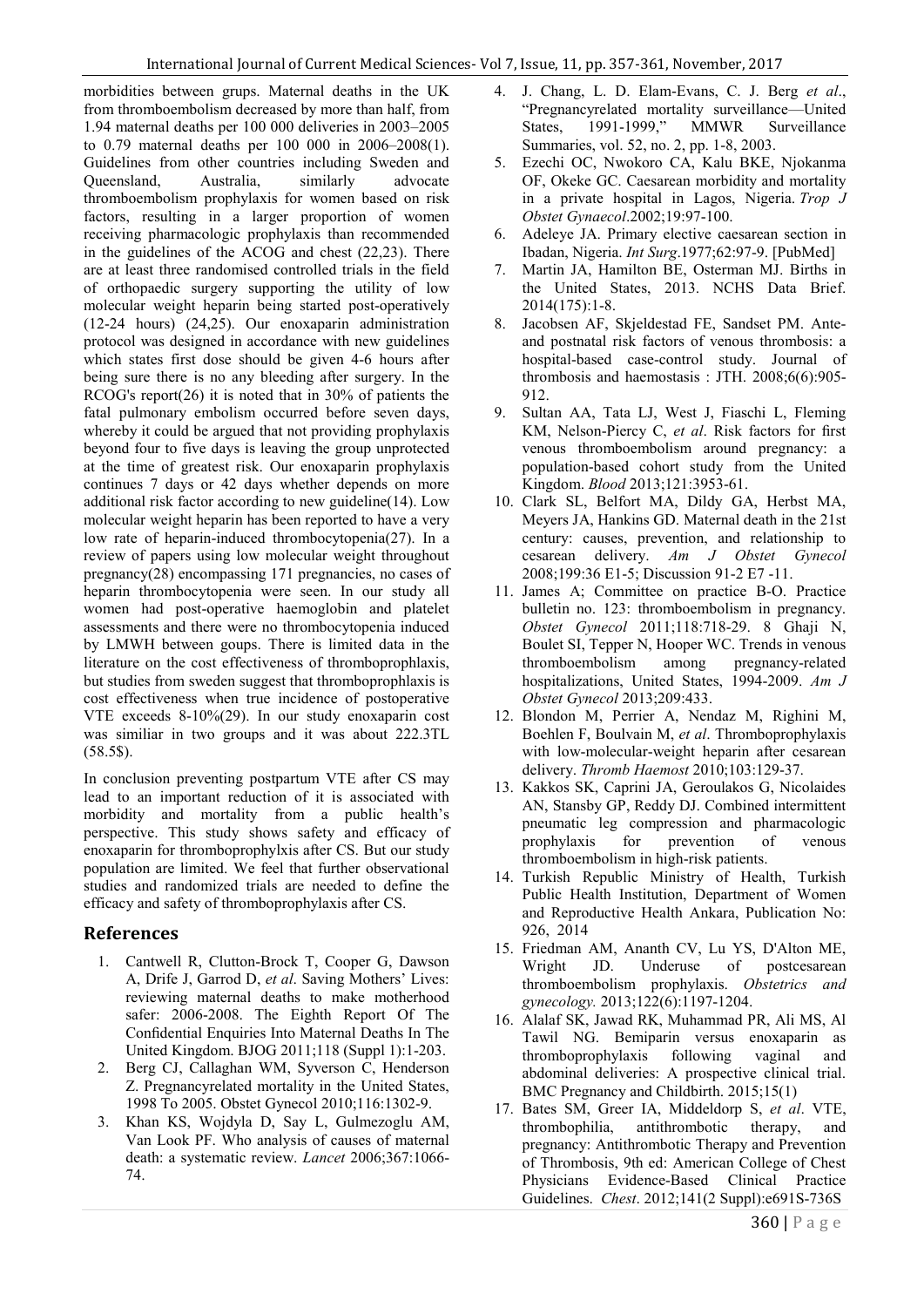morbidities between grups. Maternal deaths in the UK from thromboembolism decreased by more than half, from 1.94 maternal deaths per 100 000 deliveries in 2003–2005 to 0.79 maternal deaths per 100 000 in 2006–2008(1). Guidelines from other countries including Sweden and Queensland, Australia, similarly advocate thromboembolism prophylaxis for women based on risk factors, resulting in a larger proportion of women receiving pharmacologic prophylaxis than recommended in the guidelines of the ACOG and chest (22,23). There are at least three randomised controlled trials in the field of orthopaedic surgery supporting the utility of low molecular weight heparin being started post-operatively (12-24 hours) (24,25). Our enoxaparin administration protocol was designed in accordance with new guidelines which states first dose should be given 4-6 hours after being sure there is no any bleeding after surgery. In the RCOG's report(26) it is noted that in 30% of patients the fatal pulmonary embolism occurred before seven days, whereby it could be argued that not providing prophylaxis beyond four to five days is leaving the group unprotected at the time of greatest risk. Our enoxaparin prophylaxis continues 7 days or 42 days whether depends on more additional risk factor according to new guideline(14). Low molecular weight heparin has been reported to have a very low rate of heparin-induced thrombocytopenia(27). In a review of papers using low molecular weight throughout pregnancy(28) encompassing 171 pregnancies, no cases of heparin thrombocytopenia were seen. In our study all women had post-operative haemoglobin and platelet assessments and there were no thrombocytopenia induced by LMWH between goups. There is limited data in the literature on the cost effectiveness of thromboprophlaxis, but studies from sweden suggest that thromboprophlaxis is cost effectiveness when true incidence of postoperative VTE exceeds 8-10%(29). In our study enoxaparin cost was similiar in two groups and it was about 222.3TL (58.5$).

In conclusion preventing postpartum VTE after CS may lead to an important reduction of it is associated with morbidity and mortality from a public health's perspective. This study shows safety and efficacy of enoxaparin for thromboprophylxis after CS. But our study population are limited. We feel that further observational studies and randomized trials are needed to define the efficacy and safety of thromboprophylaxis after CS.

## References

1. Cantwell R, Clutton-Brock T, Cooper G, Dawson A, Drife J, Garrod D, *et al*. Saving Mothers' Lives: reviewing maternal deaths to make motherhood safer: 2006-2008. The Eighth Report Of The Confidential Enquiries Into Maternal Deaths In The United Kingdom. BJOG 2011;118 (Suppl 1):1-203.
2. Berg CJ, Callaghan WM, Syverson C, Henderson Z. Pregnancyrelated mortality in the United States, 1998 To 2005. Obstet Gynecol 2010;116:1302-9.
3. Khan KS, Wojdyla D, Say L, Gulmezoglu AM, Van Look PF. Who analysis of causes of maternal death: a systematic review. *Lancet* 2006;367:1066-74.
4. J. Chang, L. D. Elam-Evans, C. J. Berg *et al*., "Pregnancyrelated mortality surveillance—United States, 1991-1999," MMWR Surveillance Summaries, vol. 52, no. 2, pp. 1-8, 2003.
5. Ezechi OC, Nwokoro CA, Kalu BKE, Njokanma OF, Okeke GC. Caesarean morbidity and mortality in a private hospital in Lagos, Nigeria. *Trop J Obstet Gynaecol*.2002;19:97-100.
6. Adeleye JA. Primary elective caesarean section in Ibadan, Nigeria. *Int Surg*.1977;62:97-9. [PubMed]
7. Martin JA, Hamilton BE, Osterman MJ. Births in the United States, 2013. NCHS Data Brief. 2014(175):1-8.
8. Jacobsen AF, Skjeldestad FE, Sandset PM. Ante- and postnatal risk factors of venous thrombosis: a hospital-based case-control study. Journal of thrombosis and haemostasis : JTH. 2008;6(6):905-912.
9. Sultan AA, Tata LJ, West J, Fiaschi L, Fleming KM, Nelson-Piercy C, *et al*. Risk factors for first venous thromboembolism around pregnancy: a population-based cohort study from the United Kingdom. *Blood* 2013;121:3953-61.
10. Clark SL, Belfort MA, Dildy GA, Herbst MA, Meyers JA, Hankins GD. Maternal death in the 21st century: causes, prevention, and relationship to cesarean delivery. *Am J Obstet Gynecol* 2008;199:36 E1-5; Discussion 91-2 E7 -11.
11. James A; Committee on practice B-O. Practice bulletin no. 123: thromboembolism in pregnancy. *Obstet Gynecol* 2011;118:718-29. 8 Ghaji N, Boulet SI, Tepper N, Hooper WC. Trends in venous thromboembolism among pregnancy-related hospitalizations, United States, 1994-2009. *Am J Obstet Gynecol* 2013;209:433.
12. Blondon M, Perrier A, Nendaz M, Righini M, Boehlen F, Boulvain M, *et al*. Thromboprophylaxis with low-molecular-weight heparin after cesarean delivery. *Thromb Haemost* 2010;103:129-37.
13. Kakkos SK, Caprini JA, Geroulakos G, Nicolaides AN, Stansby GP, Reddy DJ. Combined intermittent pneumatic leg compression and pharmacologic prophylaxis for prevention of venous thromboembolism in high-risk patients.
14. Turkish Republic Ministry of Health, Turkish Public Health Institution, Department of Women and Reproductive Health Ankara, Publication No: 926, 2014
15. Friedman AM, Ananth CV, Lu YS, D'Alton ME, Wright JD. Underuse of postcesarean thromboembolism prophylaxis. *Obstetrics and gynecology.* 2013;122(6):1197-1204.
16. Alalaf SK, Jawad RK, Muhammad PR, Ali MS, Al Tawil NG. Bemiparin versus enoxaparin as thromboprophylaxis following vaginal and abdominal deliveries: A prospective clinical trial. BMC Pregnancy and Childbirth. 2015;15(1)
17. Bates SM, Greer IA, Middeldorp S, *et al*. VTE, thrombophilia, antithrombotic therapy, and pregnancy: Antithrombotic Therapy and Prevention of Thrombosis, 9th ed: American College of Chest Physicians Evidence-Based Clinical Practice Guidelines. *Chest*. 2012;141(2 Suppl):e691S-736S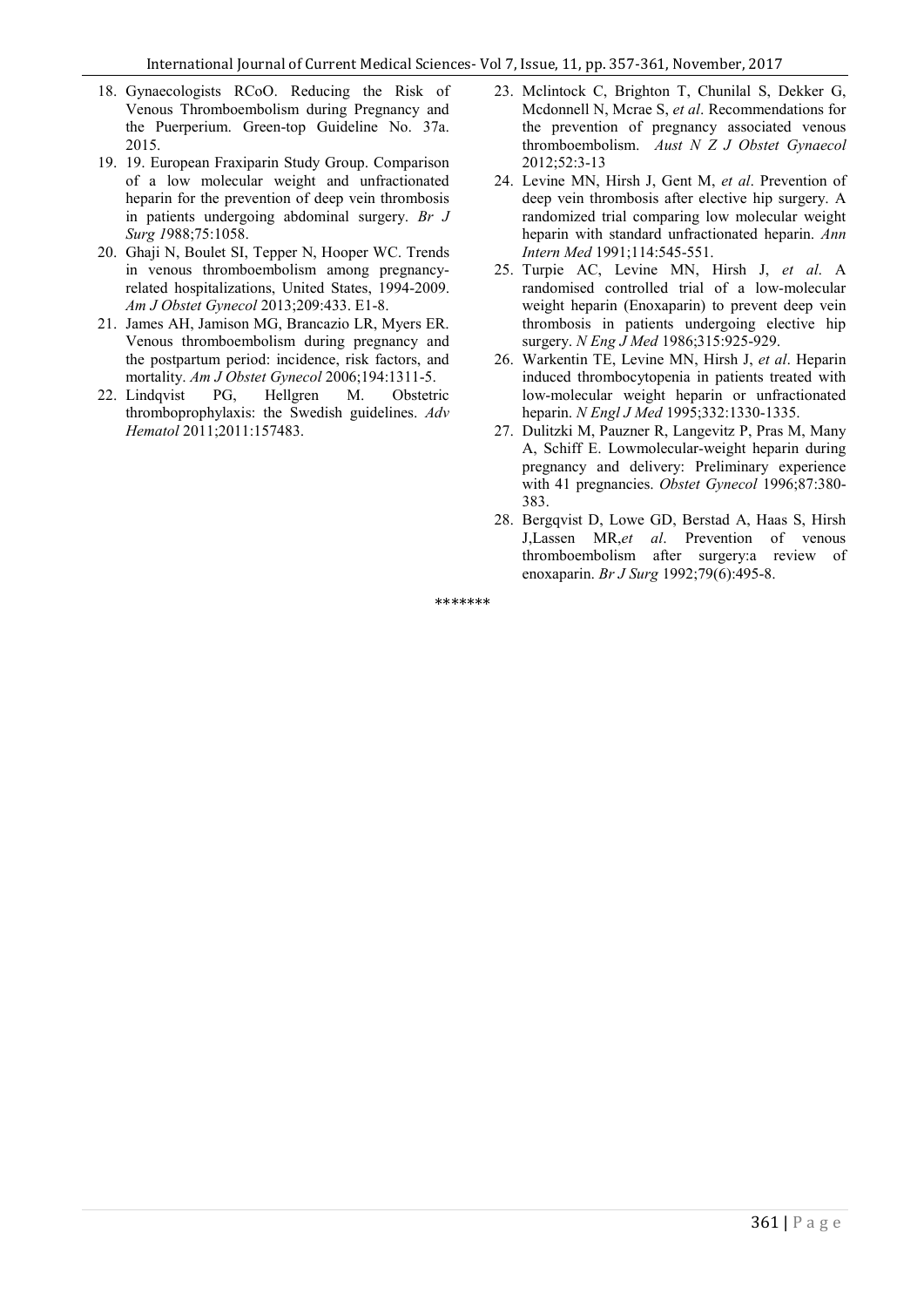18. Gynaecologists RCoO. Reducing the Risk of Venous Thromboembolism during Pregnancy and the Puerperium. Green-top Guideline No. 37a. 2015.
19. 19. European Fraxiparin Study Group. Comparison of a low molecular weight and unfractionated heparin for the prevention of deep vein thrombosis in patients undergoing abdominal surgery. *Br J Surg 1*988;75:1058.
20. Ghaji N, Boulet SI, Tepper N, Hooper WC. Trends in venous thromboembolism among pregnancy-related hospitalizations, United States, 1994-2009. *Am J Obstet Gynecol* 2013;209:433. E1-8.
21. James AH, Jamison MG, Brancazio LR, Myers ER. Venous thromboembolism during pregnancy and the postpartum period: incidence, risk factors, and mortality. *Am J Obstet Gynecol* 2006;194:1311-5.
22. Lindqvist PG, Hellgren M. Obstetric thromboprophylaxis: the Swedish guidelines. *Adv Hematol* 2011;2011:157483.
23. Mclintock C, Brighton T, Chunilal S, Dekker G, Mcdonnell N, Mcrae S, *et al*. Recommendations for the prevention of pregnancy associated venous thromboembolism. *Aust N Z J Obstet Gynaecol* 2012;52:3-13
24. Levine MN, Hirsh J, Gent M, *et al*. Prevention of deep vein thrombosis after elective hip surgery. A randomized trial comparing low molecular weight heparin with standard unfractionated heparin. *Ann Intern Med* 1991;114:545-551.
25. Turpie AC, Levine MN, Hirsh J, *et al*. A randomised controlled trial of a low-molecular weight heparin (Enoxaparin) to prevent deep vein thrombosis in patients undergoing elective hip surgery. *N Eng J Med* 1986;315:925-929.
26. Warkentin TE, Levine MN, Hirsh J, *et al*. Heparin induced thrombocytopenia in patients treated with low-molecular weight heparin or unfractionated heparin. *N Engl J Med* 1995;332:1330-1335.
27. Dulitzki M, Pauzner R, Langevitz P, Pras M, Many A, Schiff E. Lowmolecular-weight heparin during pregnancy and delivery: Preliminary experience with 41 pregnancies. *Obstet Gynecol* 1996;87:380-383.
28. Bergqvist D, Lowe GD, Berstad A, Haas S, Hirsh J,Lassen MR,*et al*. Prevention of venous thromboembolism after surgery:a review of enoxaparin. *Br J Surg* 1992;79(6):495-8.

*******